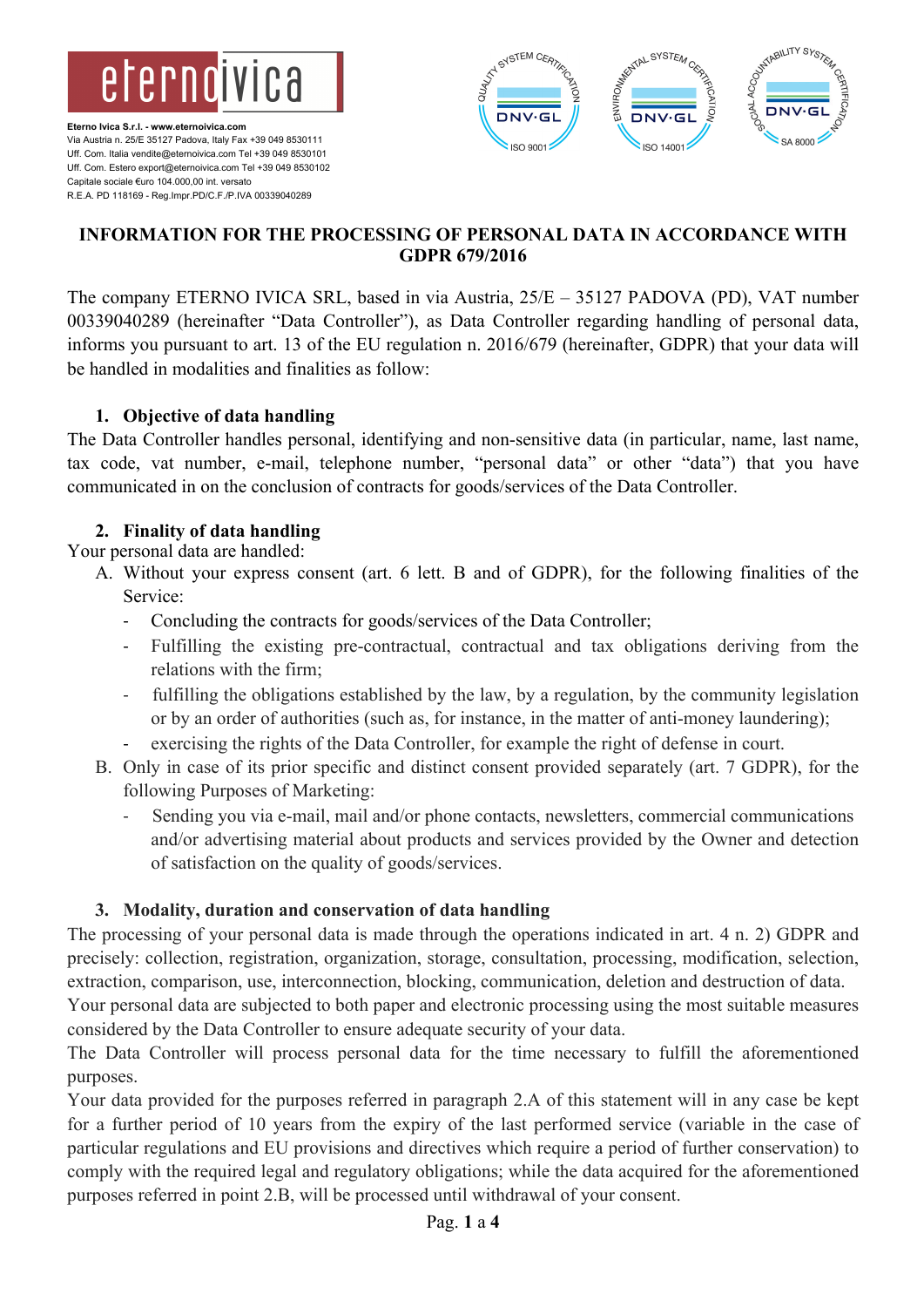Eterno Ivica S.r.l. - www.eternoivica.com
Via Austria n. 25/E 35127 Padova, Italy Fax +39 049 8530111
Uff. Com. Italia vendite@eternoivica.com Tel +39 049 8530101
Uff. Com. Estero export@eternoivica.com Tel +39 049 8530102
Capitale sociale €uro 104.000,00 int. versato
R.E.A. PD 118169 - Reg.Impr.PD/C.F./P.IVA 00339040289

# INFORMATION FOR THE PROCESSING OF PERSONAL DATA IN ACCORDANCE WITH GDPR 679/2016

The company ETERNO IVICA SRL, based in via Austria, 25/E – 35127 PADOVA (PD), VAT number 00339040289 (hereinafter "Data Controller"), as Data Controller regarding handling of personal data, informs you pursuant to art. 13 of the EU regulation n. 2016/679 (hereinafter, GDPR) that your data will be handled in modalities and finalities as follow:

## 1. Objective of data handling

The Data Controller handles personal, identifying and non-sensitive data (in particular, name, last name, tax code, vat number, e-mail, telephone number, "personal data" or other "data") that you have communicated in on the conclusion of contracts for goods/services of the Data Controller.

## 2. Finality of data handling

Your personal data are handled:

A. Without your express consent (art. 6 lett. B and of GDPR), for the following finalities of the Service:
   - Concluding the contracts for goods/services of the Data Controller;
   - Fulfilling the existing pre-contractual, contractual and tax obligations deriving from the relations with the firm;
   - fulfilling the obligations established by the law, by a regulation, by the community legislation or by an order of authorities (such as, for instance, in the matter of anti-money laundering);
   - exercising the rights of the Data Controller, for example the right of defense in court.

B. Only in case of its prior specific and distinct consent provided separately (art. 7 GDPR), for the following Purposes of Marketing:
   - Sending you via e-mail, mail and/or phone contacts, newsletters, commercial communications and/or advertising material about products and services provided by the Owner and detection of satisfaction on the quality of goods/services.

## 3. Modality, duration and conservation of data handling

The processing of your personal data is made through the operations indicated in art. 4 n. 2) GDPR and precisely: collection, registration, organization, storage, consultation, processing, modification, selection, extraction, comparison, use, interconnection, blocking, communication, deletion and destruction of data.
Your personal data are subjected to both paper and electronic processing using the most suitable measures considered by the Data Controller to ensure adequate security of your data.
The Data Controller will process personal data for the time necessary to fulfill the aforementioned purposes.
Your data provided for the purposes referred in paragraph 2.A of this statement will in any case be kept for a further period of 10 years from the expiry of the last performed service (variable in the case of particular regulations and EU provisions and directives which require a period of further conservation) to comply with the required legal and regulatory obligations; while the data acquired for the aforementioned purposes referred in point 2.B, will be processed until withdrawal of your consent.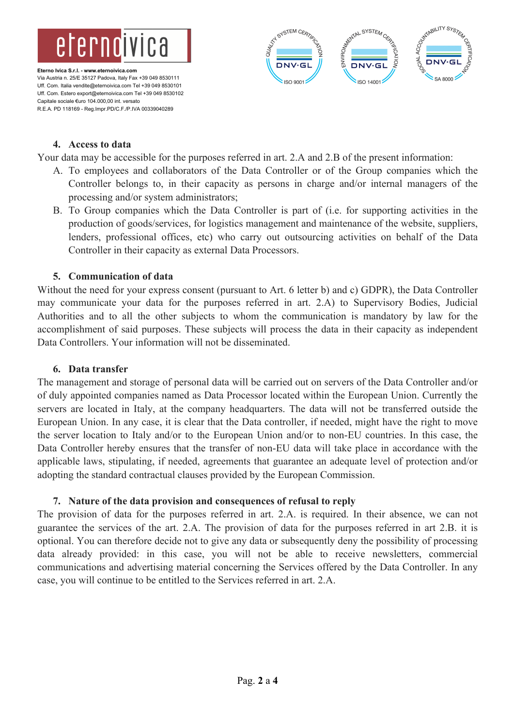## 4. Access to data

Your data may be accessible for the purposes referred in art. 2.A and 2.B of the present information:

A. To employees and collaborators of the Data Controller or of the Group companies which the Controller belongs to, in their capacity as persons in charge and/or internal managers of the processing and/or system administrators;

B. To Group companies which the Data Controller is part of (i.e. for supporting activities in the production of goods/services, for logistics management and maintenance of the website, suppliers, lenders, professional offices, etc) who carry out outsourcing activities on behalf of the Data Controller in their capacity as external Data Processors.

## 5. Communication of data

Without the need for your express consent (pursuant to Art. 6 letter b) and c) GDPR), the Data Controller may communicate your data for the purposes referred in art. 2.A) to Supervisory Bodies, Judicial Authorities and to all the other subjects to whom the communication is mandatory by law for the accomplishment of said purposes. These subjects will process the data in their capacity as independent Data Controllers. Your information will not be disseminated.

## 6. Data transfer

The management and storage of personal data will be carried out on servers of the Data Controller and/or of duly appointed companies named as Data Processor located within the European Union. Currently the servers are located in Italy, at the company headquarters. The data will not be transferred outside the European Union. In any case, it is clear that the Data controller, if needed, might have the right to move the server location to Italy and/or to the European Union and/or to non-EU countries. In this case, the Data Controller hereby ensures that the transfer of non-EU data will take place in accordance with the applicable laws, stipulating, if needed, agreements that guarantee an adequate level of protection and/or adopting the standard contractual clauses provided by the European Commission.

## 7. Nature of the data provision and consequences of refusal to reply

The provision of data for the purposes referred in art. 2.A. is required. In their absence, we can not guarantee the services of the art. 2.A. The provision of data for the purposes referred in art 2.B. it is optional. You can therefore decide not to give any data or subsequently deny the possibility of processing data already provided: in this case, you will not be able to receive newsletters, commercial communications and advertising material concerning the Services offered by the Data Controller. In any case, you will continue to be entitled to the Services referred in art. 2.A.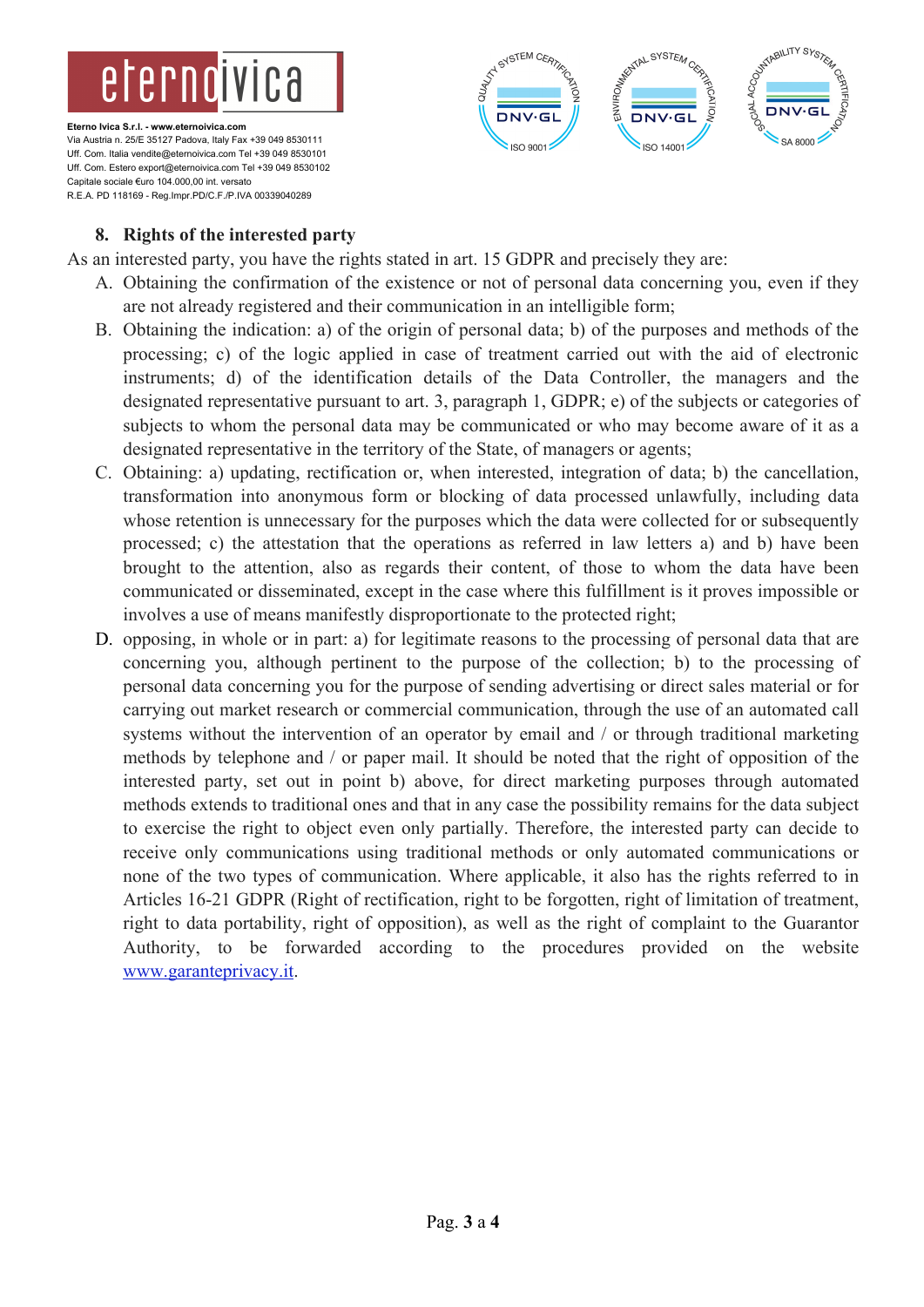## 8. Rights of the interested party

As an interested party, you have the rights stated in art. 15 GDPR and precisely they are:

A. Obtaining the confirmation of the existence or not of personal data concerning you, even if they are not already registered and their communication in an intelligible form;

B. Obtaining the indication: a) of the origin of personal data; b) of the purposes and methods of the processing; c) of the logic applied in case of treatment carried out with the aid of electronic instruments; d) of the identification details of the Data Controller, the managers and the designated representative pursuant to art. 3, paragraph 1, GDPR; e) of the subjects or categories of subjects to whom the personal data may be communicated or who may become aware of it as a designated representative in the territory of the State, of managers or agents;

C. Obtaining: a) updating, rectification or, when interested, integration of data; b) the cancellation, transformation into anonymous form or blocking of data processed unlawfully, including data whose retention is unnecessary for the purposes which the data were collected for or subsequently processed; c) the attestation that the operations as referred in law letters a) and b) have been brought to the attention, also as regards their content, of those to whom the data have been communicated or disseminated, except in the case where this fulfillment is it proves impossible or involves a use of means manifestly disproportionate to the protected right;

D. opposing, in whole or in part: a) for legitimate reasons to the processing of personal data that are concerning you, although pertinent to the purpose of the collection; b) to the processing of personal data concerning you for the purpose of sending advertising or direct sales material or for carrying out market research or commercial communication, through the use of an automated call systems without the intervention of an operator by email and / or through traditional marketing methods by telephone and / or paper mail. It should be noted that the right of opposition of the interested party, set out in point b) above, for direct marketing purposes through automated methods extends to traditional ones and that in any case the possibility remains for the data subject to exercise the right to object even only partially. Therefore, the interested party can decide to receive only communications using traditional methods or only automated communications or none of the two types of communication. Where applicable, it also has the rights referred to in Articles 16-21 GDPR (Right of rectification, right to be forgotten, right of limitation of treatment, right to data portability, right of opposition), as well as the right of complaint to the Guarantor Authority, to be forwarded according to the procedures provided on the website [www.garanteprivacy.it](http://www.garanteprivacy.it).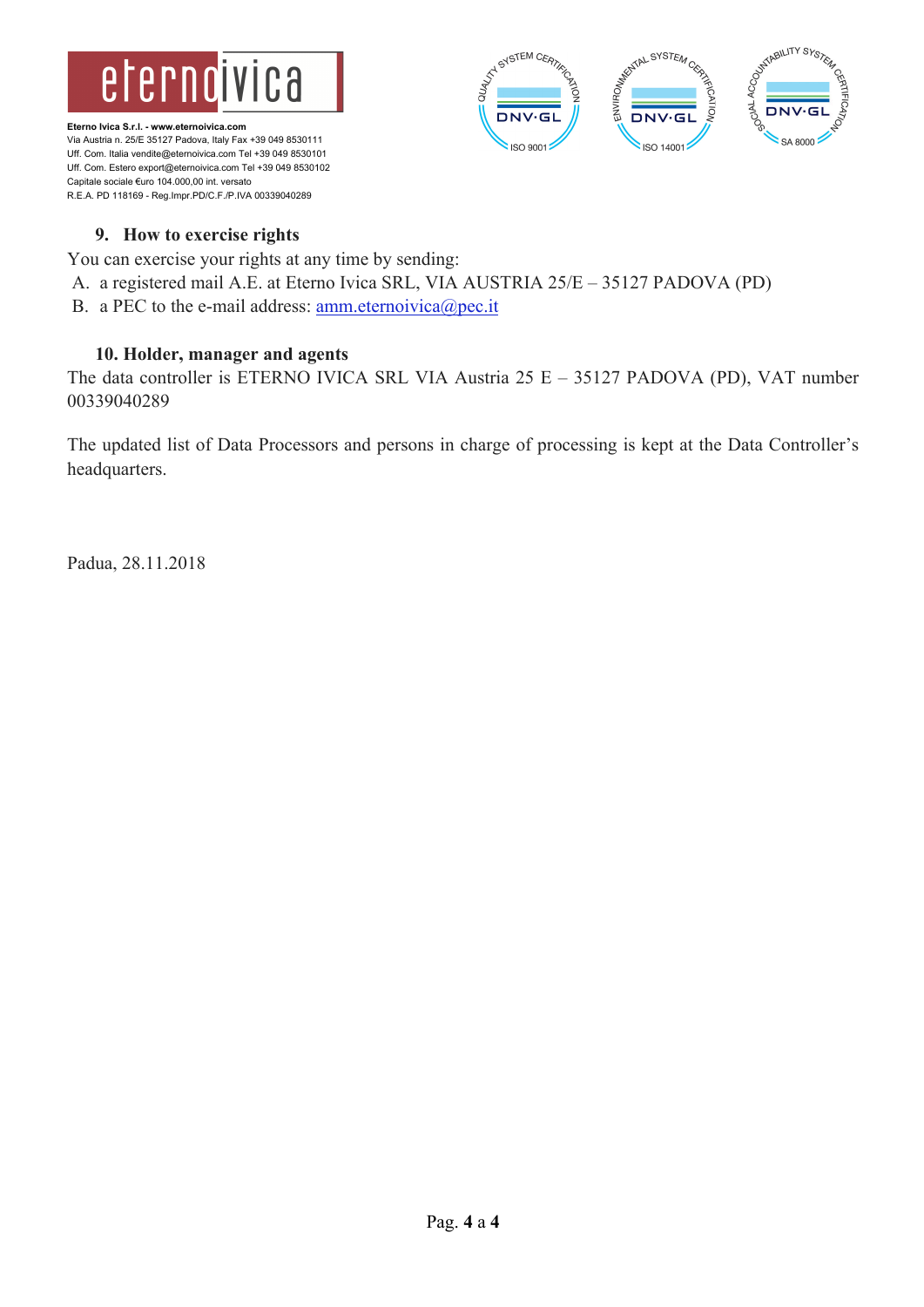Eterno Ivica S.r.l. - www.eternoivica.com
Via Austria n. 25/E 35127 Padova, Italy Fax +39 049 8530111
Uff. Com. Italia vendite@eternoivica.com Tel +39 049 8530101
Uff. Com. Estero export@eternoivica.com Tel +39 049 8530102
Capitale sociale €uro 104.000,00 int. versato
R.E.A. PD 118169 - Reg.Impr.PD/C.F./P.IVA 00339040289

### 9. How to exercise rights

You can exercise your rights at any time by sending:

A. a registered mail A.E. at Eterno Ivica SRL, VIA AUSTRIA 25/E – 35127 PADOVA (PD)
B. a PEC to the e-mail address: amm.eternoivica@pec.it

### 10. Holder, manager and agents

The data controller is ETERNO IVICA SRL VIA Austria 25 E – 35127 PADOVA (PD), VAT number 00339040289

The updated list of Data Processors and persons in charge of processing is kept at the Data Controller's headquarters.

Padua, 28.11.2018